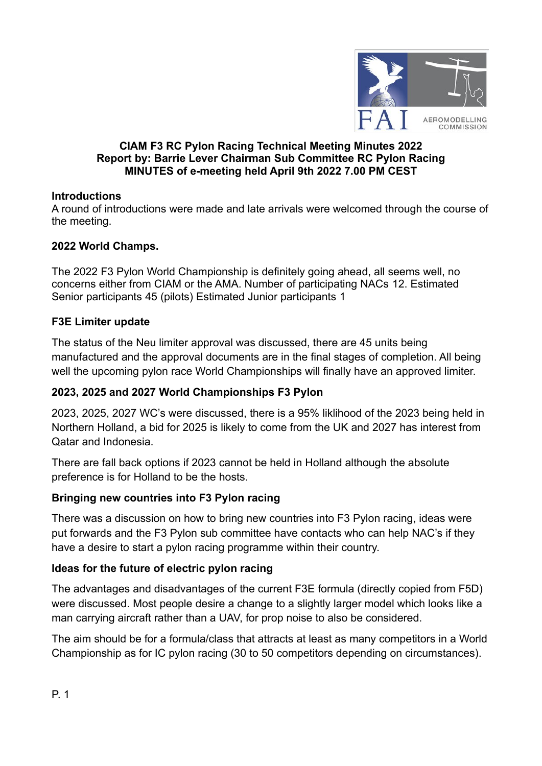**CIAM F3 RC Pylon Racing Technical Meeting Minutes 2022**
**Report by: Barrie Lever Chairman Sub Committee RC Pylon Racing**
**MINUTES of e-meeting held April 9th 2022 7.00 PM CEST**

### Introductions

A round of introductions were made and late arrivals were welcomed through the course of the meeting.

### 2022 World Champs.

The 2022 F3 Pylon World Championship is definitely going ahead, all seems well, no concerns either from CIAM or the AMA. Number of participating NACs 12. Estimated Senior participants 45 (pilots) Estimated Junior participants 1

### F3E Limiter update

The status of the Neu limiter approval was discussed, there are 45 units being manufactured and the approval documents are in the final stages of completion. All being well the upcoming pylon race World Championships will finally have an approved limiter.

### 2023, 2025 and 2027 World Championships F3 Pylon

2023, 2025, 2027 WC's were discussed, there is a 95% liklihood of the 2023 being held in Northern Holland, a bid for 2025 is likely to come from the UK and 2027 has interest from Qatar and Indonesia.

There are fall back options if 2023 cannot be held in Holland although the absolute preference is for Holland to be the hosts.

### Bringing new countries into F3 Pylon racing

There was a discussion on how to bring new countries into F3 Pylon racing, ideas were put forwards and the F3 Pylon sub committee have contacts who can help NAC's if they have a desire to start a pylon racing programme within their country.

### Ideas for the future of electric pylon racing

The advantages and disadvantages of the current F3E formula (directly copied from F5D) were discussed. Most people desire a change to a slightly larger model which looks like a man carrying aircraft rather than a UAV, for prop noise to also be considered.

The aim should be for a formula/class that attracts at least as many competitors in a World Championship as for IC pylon racing (30 to 50 competitors depending on circumstances).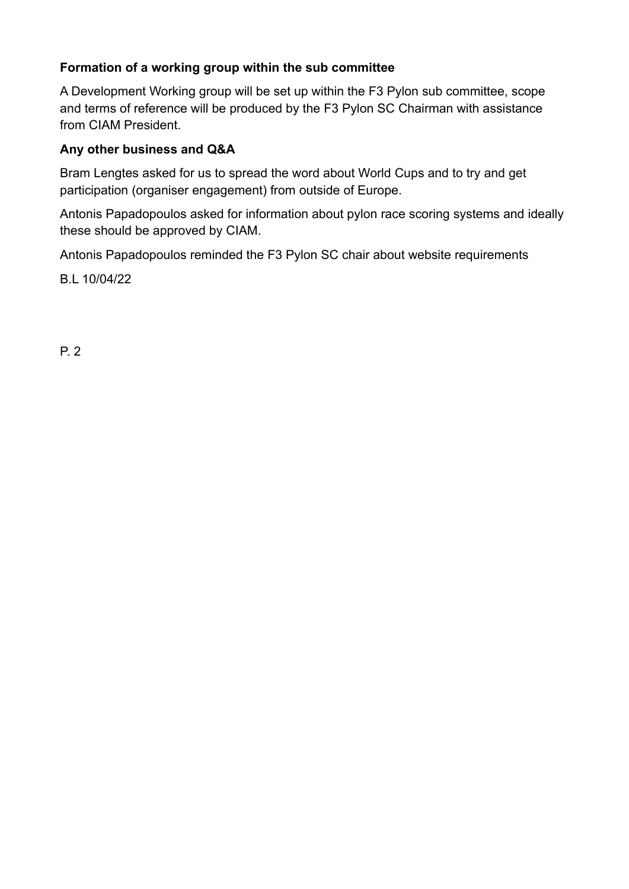**Formation of a working group within the sub committee**

A Development Working group will be set up within the F3 Pylon sub committee, scope and terms of reference will be produced by the F3 Pylon SC Chairman with assistance from CIAM President.

**Any other business and Q&A**

Bram Lengtes asked for us to spread the word about World Cups and to try and get participation (organiser engagement) from outside of Europe.

Antonis Papadopoulos asked for information about pylon race scoring systems and ideally these should be approved by CIAM.

Antonis Papadopoulos reminded the F3 Pylon SC chair about website requirements

B.L 10/04/22